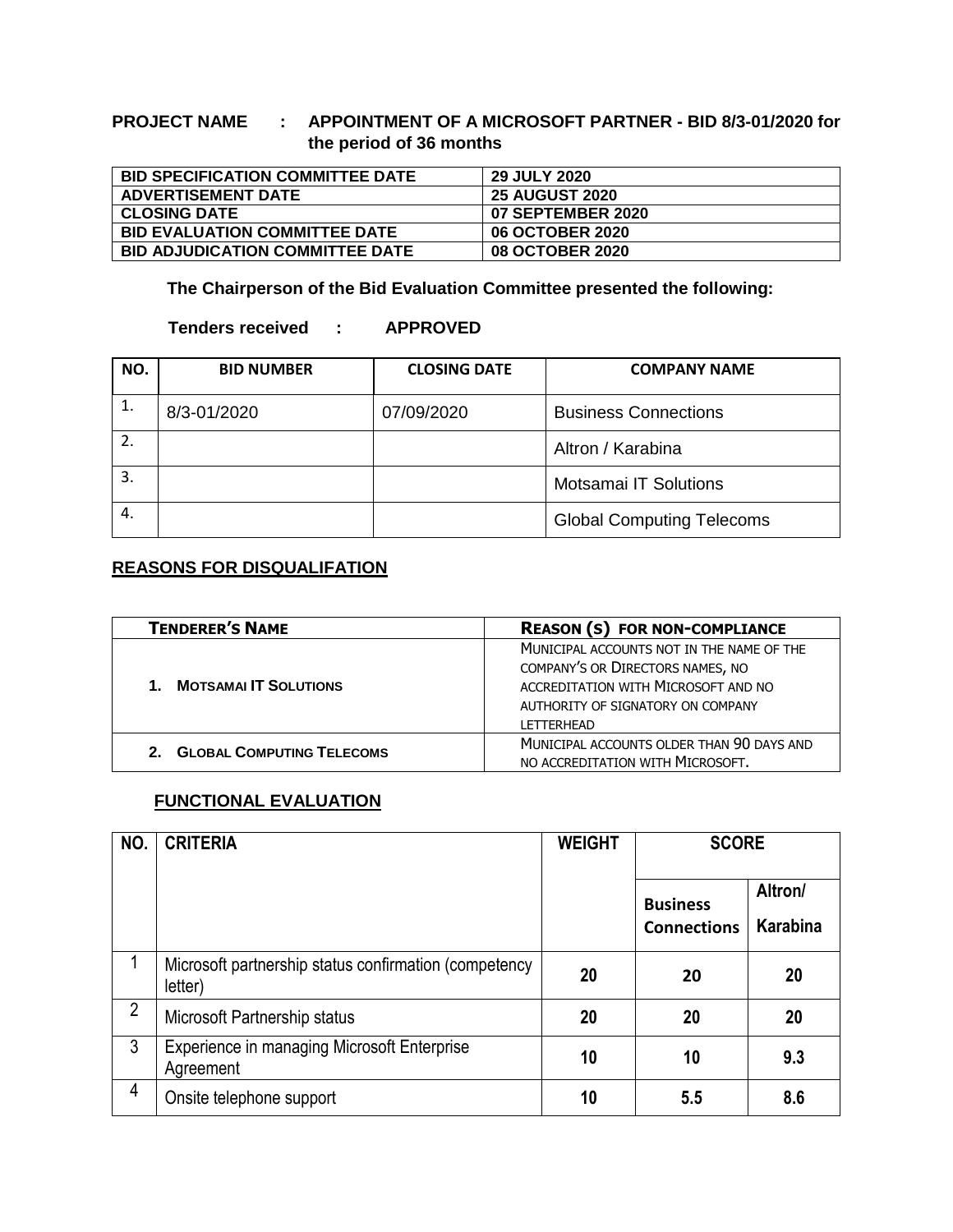**PROJECT NAME : APPOINTMENT OF A MICROSOFT PARTNER - BID 8/3-01/2020 for the period of 36 months**

| BID SPECIFICATION COMMITTEE DATE | 29 JULY 2020 |
|---|---|
| ADVERTISEMENT DATE | 25 AUGUST 2020 |
| CLOSING DATE | 07 SEPTEMBER 2020 |
| BID EVALUATION COMMITTEE DATE | 06 OCTOBER 2020 |
| BID ADJUDICATION COMMITTEE DATE | 08 OCTOBER 2020 |

**The Chairperson of the Bid Evaluation Committee presented the following:**

**Tenders received : APPROVED**

| NO. | BID NUMBER | CLOSING DATE | COMPANY NAME |
|---|---|---|---|
| 1. | 8/3-01/2020 | 07/09/2020 | Business Connections |
| 2. | | | Altron / Karabina |
| 3. | | | Motsamai IT Solutions |
| 4. | | | Global Computing Telecoms |

## REASONS FOR DISQUALIFATION

| TENDERER'S NAME | REASON (S) FOR NON-COMPLIANCE |
|---|---|
| 1. MOTSAMAI IT SOLUTIONS | MUNICIPAL ACCOUNTS NOT IN THE NAME OF THE COMPANY'S OR DIRECTORS NAMES, NO ACCREDITATION WITH MICROSOFT AND NO AUTHORITY OF SIGNATORY ON COMPANY LETTERHEAD |
| 2. GLOBAL COMPUTING TELECOMS | MUNICIPAL ACCOUNTS OLDER THAN 90 DAYS AND NO ACCREDITATION WITH MICROSOFT. |

## FUNCTIONAL EVALUATION

| NO. | CRITERIA | WEIGHT | SCORE | |
|---|---|---|---|---|
| | | | Business Connections | Altron/ Karabina |
| 1 | Microsoft partnership status confirmation (competency letter) | 20 | 20 | 20 |
| 2 | Microsoft Partnership status | 20 | 20 | 20 |
| 3 | Experience in managing Microsoft Enterprise Agreement | 10 | 10 | 9.3 |
| 4 | Onsite telephone support | 10 | 5.5 | 8.6 |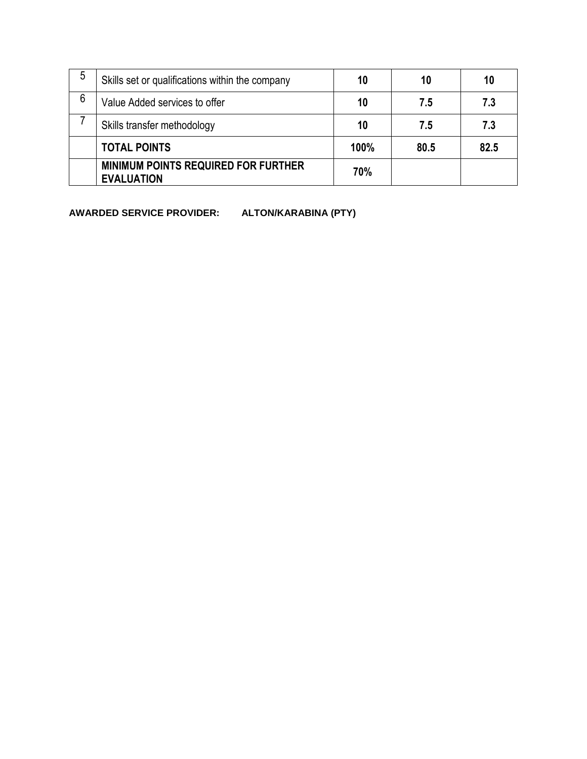| | | | | |
|---|---|---|---|---|
| 5 | Skills set or qualifications within the company | **10** | **10** | **10** |
| 6 | Value Added services to offer | **10** | **7.5** | **7.3** |
| 7 | Skills transfer methodology | **10** | **7.5** | **7.3** |
| | **TOTAL POINTS** | **100%** | **80.5** | **82.5** |
| | **MINIMUM POINTS REQUIRED FOR FURTHER EVALUATION** | **70%** | | |

**AWARDED SERVICE PROVIDER:** **ALTON/KARABINA (PTY)**